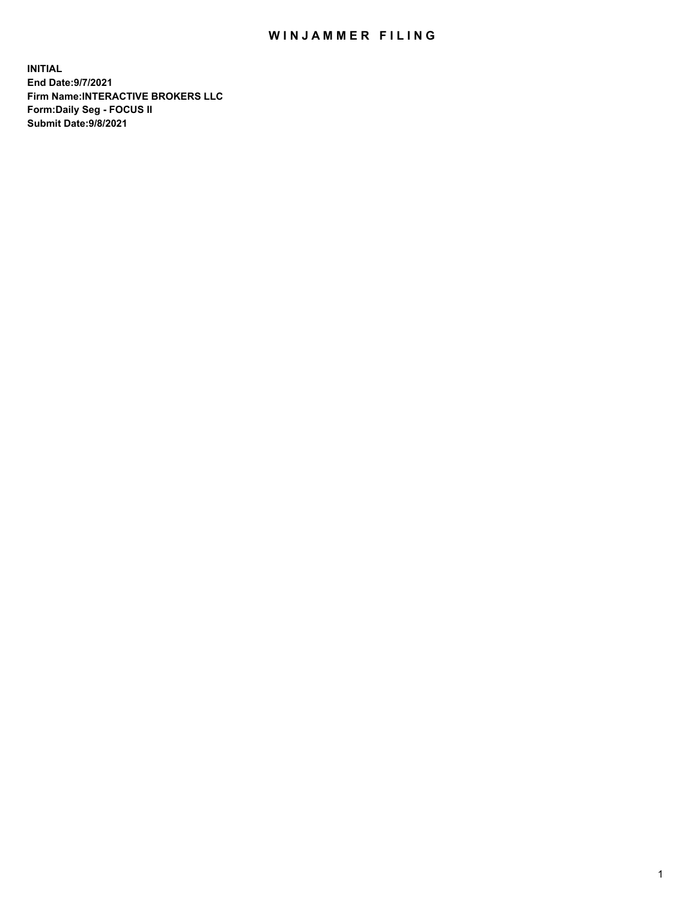# WINJAMMER FILING

**INITIAL**
**End Date:9/7/2021**
**Firm Name:INTERACTIVE BROKERS LLC**
**Form:Daily Seg - FOCUS II**
**Submit Date:9/8/2021**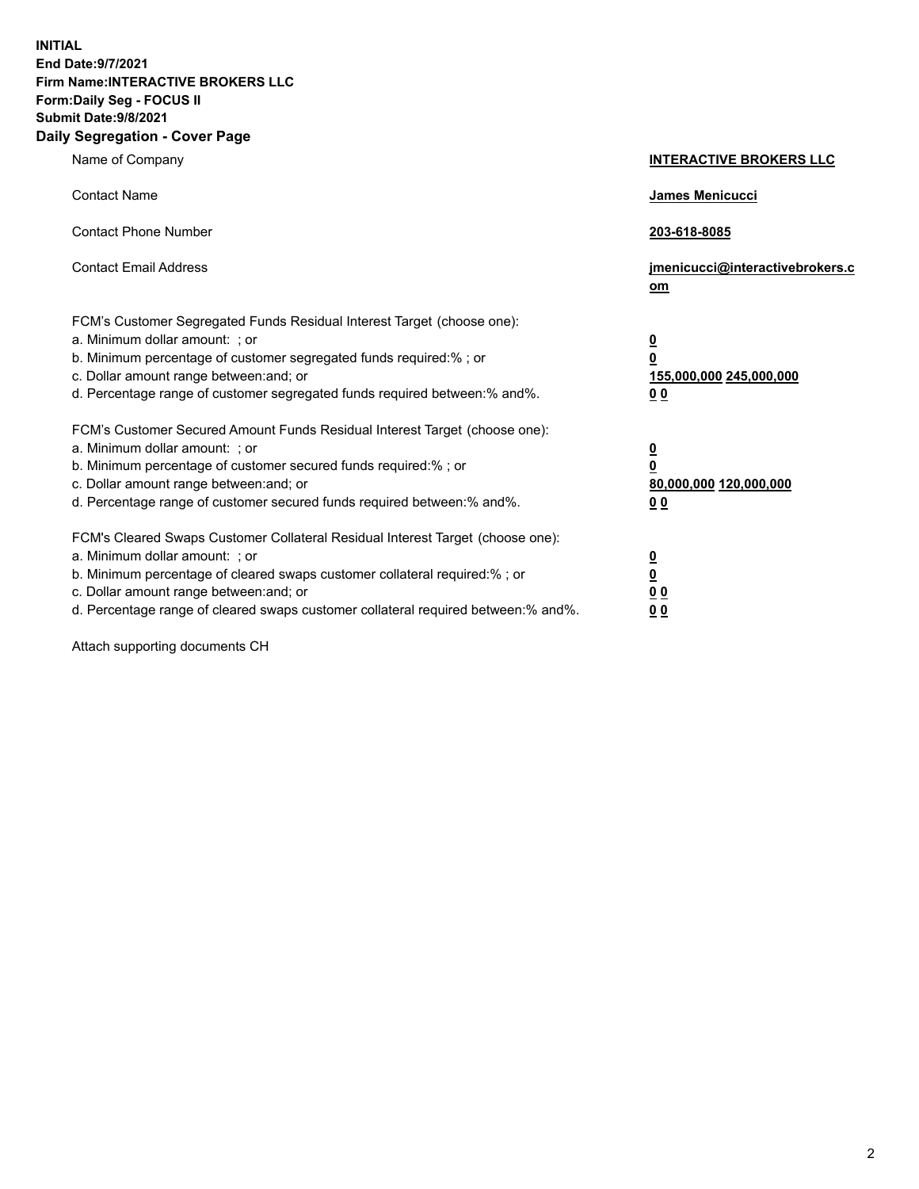**INITIAL**
**End Date:9/7/2021**
**Firm Name:INTERACTIVE BROKERS LLC**
**Form:Daily Seg - FOCUS II**
**Submit Date:9/8/2021**

**Daily Segregation - Cover Page**

| | |
|---|---|
| Name of Company | **INTERACTIVE BROKERS LLC** |
| Contact Name | **James Menicucci** |
| Contact Phone Number | **203-618-8085** |
| Contact Email Address | **jmenicucci@interactivebrokers.com** |
| FCM's Customer Segregated Funds Residual Interest Target (choose one): | |
| a. Minimum dollar amount: ; or | **0** |
| b. Minimum percentage of customer segregated funds required:% ; or | **0** |
| c. Dollar amount range between:and; or | **155,000,000 245,000,000** |
| d. Percentage range of customer segregated funds required between:% and%. | **0 0** |
| FCM's Customer Secured Amount Funds Residual Interest Target (choose one): | |
| a. Minimum dollar amount: ; or | **0** |
| b. Minimum percentage of customer secured funds required:% ; or | **0** |
| c. Dollar amount range between:and; or | **80,000,000 120,000,000** |
| d. Percentage range of customer secured funds required between:% and%. | **0 0** |
| FCM's Cleared Swaps Customer Collateral Residual Interest Target (choose one): | |
| a. Minimum dollar amount: ; or | **0** |
| b. Minimum percentage of cleared swaps customer collateral required:% ; or | **0** |
| c. Dollar amount range between:and; or | **0 0** |
| d. Percentage range of cleared swaps customer collateral required between:% and%. | **0 0** |

Attach supporting documents CH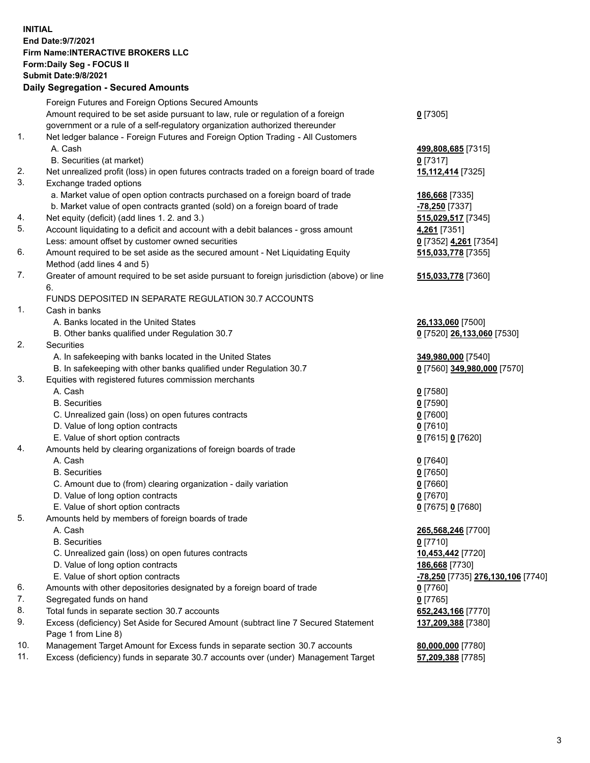**INITIAL**
**End Date:9/7/2021**
**Firm Name:INTERACTIVE BROKERS LLC**
**Form:Daily Seg - FOCUS II**
**Submit Date:9/8/2021**

## Daily Segregation - Secured Amounts

| | | |
|---|---|---|
| | Foreign Futures and Foreign Options Secured Amounts | |
| | Amount required to be set aside pursuant to law, rule or regulation of a foreign government or a rule of a self-regulatory organization authorized thereunder | **0** [7305] |
| 1. | Net ledger balance - Foreign Futures and Foreign Option Trading - All Customers | |
| | A. Cash | **499,808,685** [7315] |
| | B. Securities (at market) | **0** [7317] |
| 2. | Net unrealized profit (loss) in open futures contracts traded on a foreign board of trade | **15,112,414** [7325] |
| 3. | Exchange traded options | |
| | a. Market value of open option contracts purchased on a foreign board of trade | **186,668** [7335] |
| | b. Market value of open contracts granted (sold) on a foreign board of trade | **-78,250** [7337] |
| 4. | Net equity (deficit) (add lines 1. 2. and 3.) | **515,029,517** [7345] |
| 5. | Account liquidating to a deficit and account with a debit balances - gross amount | **4,261** [7351] |
| | Less: amount offset by customer owned securities | **0** [7352] **4,261** [7354] |
| 6. | Amount required to be set aside as the secured amount - Net Liquidating Equity Method (add lines 4 and 5) | **515,033,778** [7355] |
| 7. | Greater of amount required to be set aside pursuant to foreign jurisdiction (above) or line 6. | **515,033,778** [7360] |
| | FUNDS DEPOSITED IN SEPARATE REGULATION 30.7 ACCOUNTS | |
| 1. | Cash in banks | |
| | A. Banks located in the United States | **26,133,060** [7500] |
| | B. Other banks qualified under Regulation 30.7 | **0** [7520] **26,133,060** [7530] |
| 2. | Securities | |
| | A. In safekeeping with banks located in the United States | **349,980,000** [7540] |
| | B. In safekeeping with other banks qualified under Regulation 30.7 | **0** [7560] **349,980,000** [7570] |
| 3. | Equities with registered futures commission merchants | |
| | A. Cash | **0** [7580] |
| | B. Securities | **0** [7590] |
| | C. Unrealized gain (loss) on open futures contracts | **0** [7600] |
| | D. Value of long option contracts | **0** [7610] |
| | E. Value of short option contracts | **0** [7615] **0** [7620] |
| 4. | Amounts held by clearing organizations of foreign boards of trade | |
| | A. Cash | **0** [7640] |
| | B. Securities | **0** [7650] |
| | C. Amount due to (from) clearing organization - daily variation | **0** [7660] |
| | D. Value of long option contracts | **0** [7670] |
| | E. Value of short option contracts | **0** [7675] **0** [7680] |
| 5. | Amounts held by members of foreign boards of trade | |
| | A. Cash | **265,568,246** [7700] |
| | B. Securities | **0** [7710] |
| | C. Unrealized gain (loss) on open futures contracts | **10,453,442** [7720] |
| | D. Value of long option contracts | **186,668** [7730] |
| | E. Value of short option contracts | **-78,250** [7735] **276,130,106** [7740] |
| 6. | Amounts with other depositories designated by a foreign board of trade | **0** [7760] |
| 7. | Segregated funds on hand | **0** [7765] |
| 8. | Total funds in separate section 30.7 accounts | **652,243,166** [7770] |
| 9. | Excess (deficiency) Set Aside for Secured Amount (subtract line 7 Secured Statement Page 1 from Line 8) | **137,209,388** [7380] |
| 10. | Management Target Amount for Excess funds in separate section 30.7 accounts | **80,000,000** [7780] |
| 11. | Excess (deficiency) funds in separate 30.7 accounts over (under) Management Target | **57,209,388** [7785] |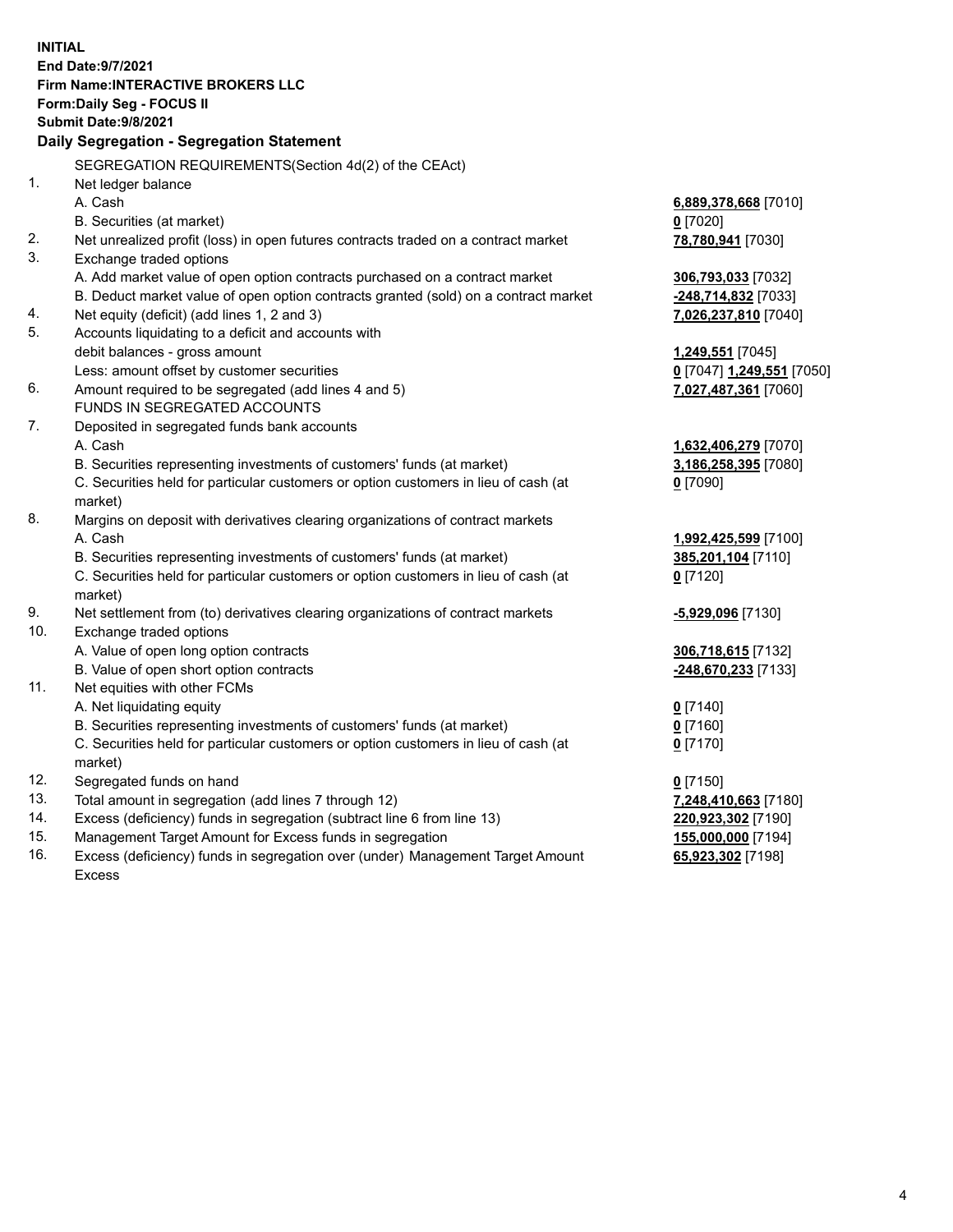**INITIAL**
**End Date:9/7/2021**
**Firm Name:INTERACTIVE BROKERS LLC**
**Form:Daily Seg - FOCUS II**
**Submit Date:9/8/2021**

**Daily Segregation - Segregation Statement**

| | | |
|---|---|---|
| | SEGREGATION REQUIREMENTS(Section 4d(2) of the CEAct) | |
| 1. | Net ledger balance | |
| | A. Cash | **6,889,378,668** [7010] |
| | B. Securities (at market) | **0** [7020] |
| 2. | Net unrealized profit (loss) in open futures contracts traded on a contract market | **78,780,941** [7030] |
| 3. | Exchange traded options | |
| | A. Add market value of open option contracts purchased on a contract market | **306,793,033** [7032] |
| | B. Deduct market value of open option contracts granted (sold) on a contract market | **-248,714,832** [7033] |
| 4. | Net equity (deficit) (add lines 1, 2 and 3) | **7,026,237,810** [7040] |
| 5. | Accounts liquidating to a deficit and accounts with | |
| | debit balances - gross amount | **1,249,551** [7045] |
| | Less: amount offset by customer securities | **0** [7047] **1,249,551** [7050] |
| 6. | Amount required to be segregated (add lines 4 and 5) | **7,027,487,361** [7060] |
| | FUNDS IN SEGREGATED ACCOUNTS | |
| 7. | Deposited in segregated funds bank accounts | |
| | A. Cash | **1,632,406,279** [7070] |
| | B. Securities representing investments of customers' funds (at market) | **3,186,258,395** [7080] |
| | C. Securities held for particular customers or option customers in lieu of cash (at market) | **0** [7090] |
| 8. | Margins on deposit with derivatives clearing organizations of contract markets | |
| | A. Cash | **1,992,425,599** [7100] |
| | B. Securities representing investments of customers' funds (at market) | **385,201,104** [7110] |
| | C. Securities held for particular customers or option customers in lieu of cash (at market) | **0** [7120] |
| 9. | Net settlement from (to) derivatives clearing organizations of contract markets | **-5,929,096** [7130] |
| 10. | Exchange traded options | |
| | A. Value of open long option contracts | **306,718,615** [7132] |
| | B. Value of open short option contracts | **-248,670,233** [7133] |
| 11. | Net equities with other FCMs | |
| | A. Net liquidating equity | **0** [7140] |
| | B. Securities representing investments of customers' funds (at market) | **0** [7160] |
| | C. Securities held for particular customers or option customers in lieu of cash (at market) | **0** [7170] |
| 12. | Segregated funds on hand | **0** [7150] |
| 13. | Total amount in segregation (add lines 7 through 12) | **7,248,410,663** [7180] |
| 14. | Excess (deficiency) funds in segregation (subtract line 6 from line 13) | **220,923,302** [7190] |
| 15. | Management Target Amount for Excess funds in segregation | **155,000,000** [7194] |
| 16. | Excess (deficiency) funds in segregation over (under) Management Target Amount Excess | **65,923,302** [7198] |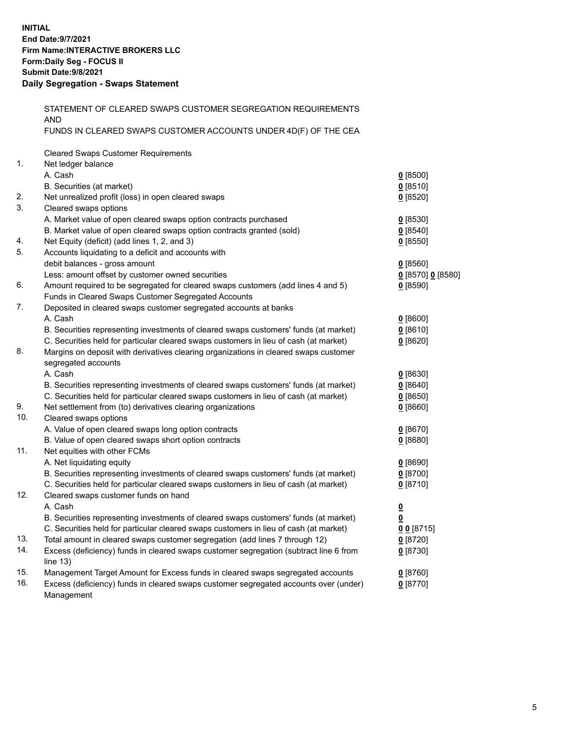**INITIAL**
**End Date:9/7/2021**
**Firm Name:INTERACTIVE BROKERS LLC**
**Form:Daily Seg - FOCUS II**
**Submit Date:9/8/2021**
**Daily Segregation - Swaps Statement**

STATEMENT OF CLEARED SWAPS CUSTOMER SEGREGATION REQUIREMENTS AND
FUNDS IN CLEARED SWAPS CUSTOMER ACCOUNTS UNDER 4D(F) OF THE CEA

| | | |
|---|---|---|
| | Cleared Swaps Customer Requirements | |
| 1. | Net ledger balance | |
| | A. Cash | 0 [8500] |
| | B. Securities (at market) | 0 [8510] |
| 2. | Net unrealized profit (loss) in open cleared swaps | 0 [8520] |
| 3. | Cleared swaps options | |
| | A. Market value of open cleared swaps option contracts purchased | 0 [8530] |
| | B. Market value of open cleared swaps option contracts granted (sold) | 0 [8540] |
| 4. | Net Equity (deficit) (add lines 1, 2, and 3) | 0 [8550] |
| 5. | Accounts liquidating to a deficit and accounts with | |
| | debit balances - gross amount | 0 [8560] |
| | Less: amount offset by customer owned securities | 0 [8570] 0 [8580] |
| 6. | Amount required to be segregated for cleared swaps customers (add lines 4 and 5) | 0 [8590] |
| | Funds in Cleared Swaps Customer Segregated Accounts | |
| 7. | Deposited in cleared swaps customer segregated accounts at banks | |
| | A. Cash | 0 [8600] |
| | B. Securities representing investments of cleared swaps customers' funds (at market) | 0 [8610] |
| | C. Securities held for particular cleared swaps customers in lieu of cash (at market) | 0 [8620] |
| 8. | Margins on deposit with derivatives clearing organizations in cleared swaps customer segregated accounts | |
| | A. Cash | 0 [8630] |
| | B. Securities representing investments of cleared swaps customers' funds (at market) | 0 [8640] |
| | C. Securities held for particular cleared swaps customers in lieu of cash (at market) | 0 [8650] |
| 9. | Net settlement from (to) derivatives clearing organizations | 0 [8660] |
| 10. | Cleared swaps options | |
| | A. Value of open cleared swaps long option contracts | 0 [8670] |
| | B. Value of open cleared swaps short option contracts | 0 [8680] |
| 11. | Net equities with other FCMs | |
| | A. Net liquidating equity | 0 [8690] |
| | B. Securities representing investments of cleared swaps customers' funds (at market) | 0 [8700] |
| | C. Securities held for particular cleared swaps customers in lieu of cash (at market) | 0 [8710] |
| 12. | Cleared swaps customer funds on hand | |
| | A. Cash | 0 |
| | B. Securities representing investments of cleared swaps customers' funds (at market) | 0 |
| | C. Securities held for particular cleared swaps customers in lieu of cash (at market) | 0 0 [8715] |
| 13. | Total amount in cleared swaps customer segregation (add lines 7 through 12) | 0 [8720] |
| 14. | Excess (deficiency) funds in cleared swaps customer segregation (subtract line 6 from line 13) | 0 [8730] |
| 15. | Management Target Amount for Excess funds in cleared swaps segregated accounts | 0 [8760] |
| 16. | Excess (deficiency) funds in cleared swaps customer segregated accounts over (under) Management | 0 [8770] |